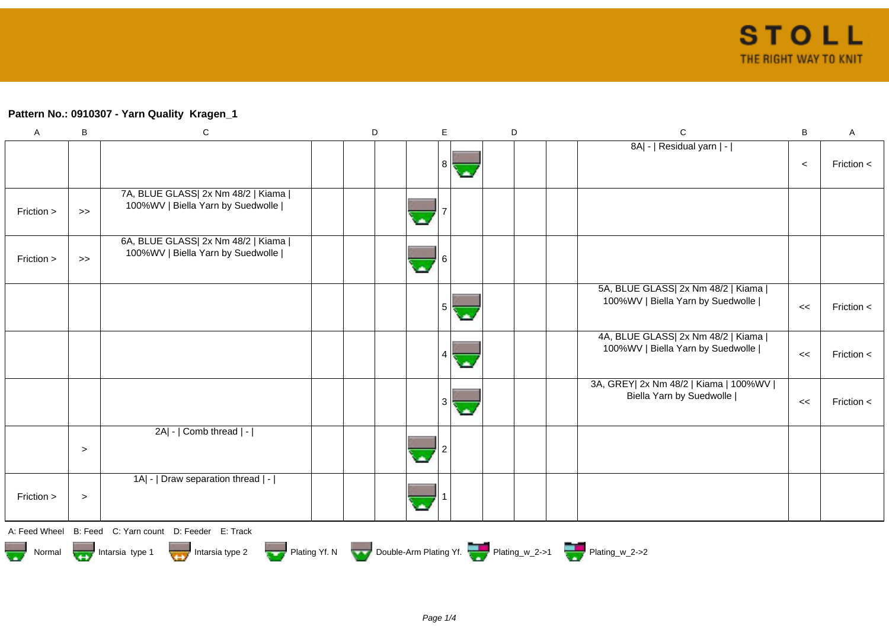**Pattern No.: 0910307 - Yarn Quality  Kragen_1**

| A | B | C | D | D | D | E | D | D | D | C | B | A |
|---|---|---|---|---|---|---|---|---|---|---|---|---|
| | | | | | | 8 | | | | 8A\| - \| Residual yarn \| - \| | < | Friction < |
| Friction > | >> | 7A, BLUE GLASS\| 2x Nm 48/2 \| Kiama \| 100%WV \| Biella Yarn by Suedwolle \| | | | | 7 | | | | | | |
| Friction > | >> | 6A, BLUE GLASS\| 2x Nm 48/2 \| Kiama \| 100%WV \| Biella Yarn by Suedwolle \| | | | | 6 | | | | | | |
| | | | | | | 5 | | | | 5A, BLUE GLASS\| 2x Nm 48/2 \| Kiama \| 100%WV \| Biella Yarn by Suedwolle \| | << | Friction < |
| | | | | | | 4 | | | | 4A, BLUE GLASS\| 2x Nm 48/2 \| Kiama \| 100%WV \| Biella Yarn by Suedwolle \| | << | Friction < |
| | | | | | | 3 | | | | 3A, GREY\| 2x Nm 48/2 \| Kiama \| 100%WV \| Biella Yarn by Suedwolle \| | << | Friction < |
| | > | 2A\| - \| Comb thread \| - \| | | | | 2 | | | | | | |
| Friction > | > | 1A\| - \| Draw separation thread \| - \| | | | | 1 | | | | | | |

A: Feed Wheel   B: Feed   C: Yarn count   D: Feeder   E: Track

Normal   Intarsia type 1   Intarsia type 2   Plating Yf. N   Double-Arm Plating Yf.   Plating_w_2->1   Plating_w_2->2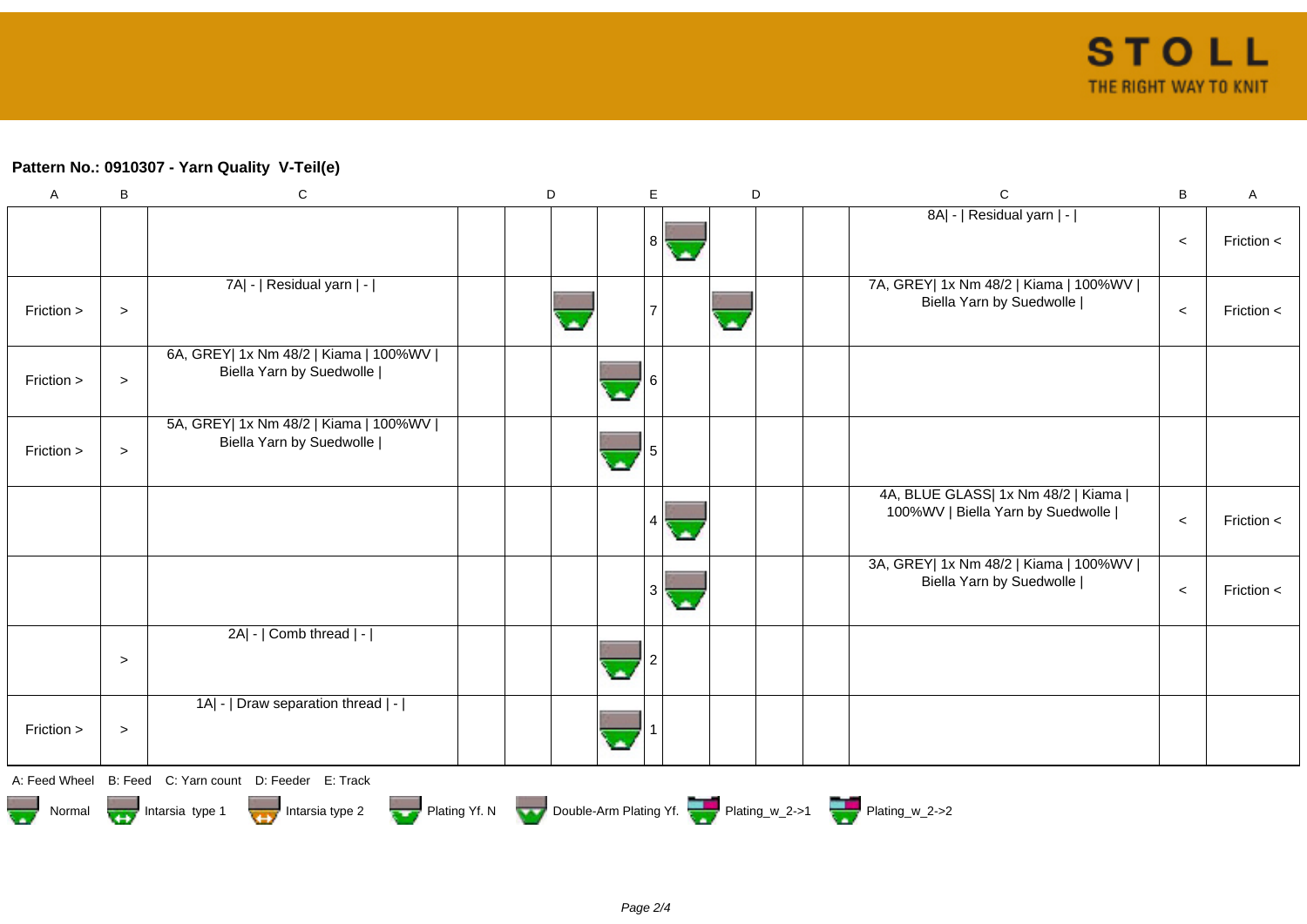**Pattern No.: 0910307 - Yarn Quality  V-Teil(e)**

| A | B | C | D | D | D | E | D | D | D | C | B | A |
|---|---|---|---|---|---|---|---|---|---|---|---|---|
| | | | | | | 8 | | | | 8A\| - \| Residual yarn \| - \| | < | Friction < |
| Friction > | > | 7A\| - \| Residual yarn \| - \| | | | | 7 | | | | 7A, GREY\| 1x Nm 48/2 \| Kiama \| 100%WV \| Biella Yarn by Suedwolle \| | < | Friction < |
| Friction > | > | 6A, GREY\| 1x Nm 48/2 \| Kiama \| 100%WV \| Biella Yarn by Suedwolle \| | | | | 6 | | | | | | |
| Friction > | > | 5A, GREY\| 1x Nm 48/2 \| Kiama \| 100%WV \| Biella Yarn by Suedwolle \| | | | | 5 | | | | | | |
| | | | | | | 4 | | | | 4A, BLUE GLASS\| 1x Nm 48/2 \| Kiama \| 100%WV \| Biella Yarn by Suedwolle \| | < | Friction < |
| | | | | | | 3 | | | | 3A, GREY\| 1x Nm 48/2 \| Kiama \| 100%WV \| Biella Yarn by Suedwolle \| | < | Friction < |
| | > | 2A\| - \| Comb thread \| - \| | | | | 2 | | | | | | |
| Friction > | > | 1A\| - \| Draw separation thread \| - \| | | | | 1 | | | | | | |

A: Feed Wheel   B: Feed   C: Yarn count   D: Feeder   E: Track

Normal   Intarsia type 1   Intarsia type 2   Plating Yf. N   Double-Arm Plating Yf.   Plating_w_2->1   Plating_w_2->2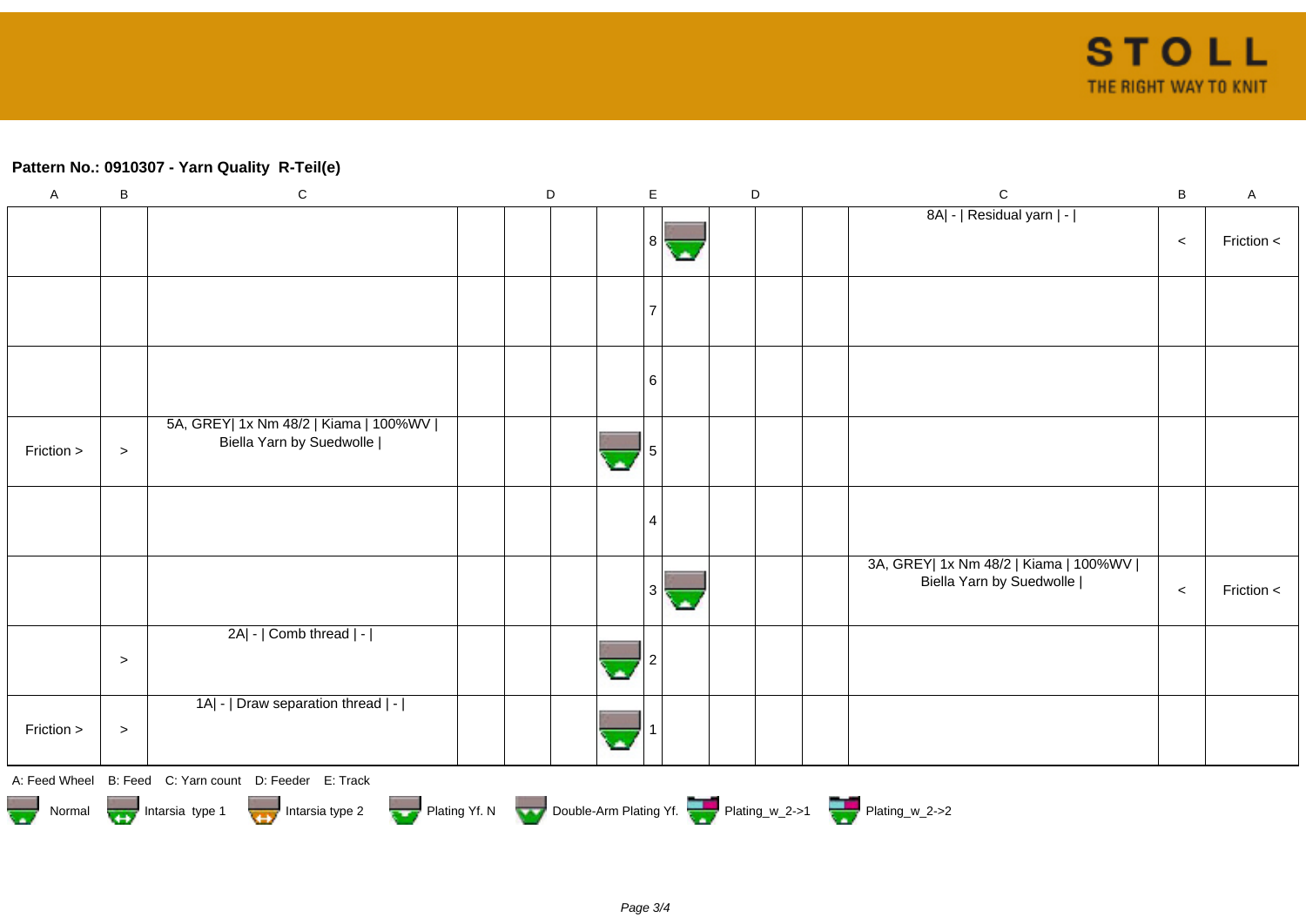**Pattern No.: 0910307 - Yarn Quality  R-Teil(e)**

| A | B | C | D | D | D | D | E | D | D | D | D | C | B | A |
|---|---|---|---|---|---|---|---|---|---|---|---|---|---|---|
| | | | | | | | 8 | | | | | 8A\| - \| Residual yarn \| - \| | < | Friction < |
| | | | | | | | 7 | | | | | | | |
| | | | | | | | 6 | | | | | | | |
| Friction > | > | 5A, GREY\| 1x Nm 48/2 \| Kiama \| 100%WV \| Biella Yarn by Suedwolle \| | | | | | 5 | | | | | | | |
| | | | | | | | 4 | | | | | | | |
| | | | | | | | 3 | | | | | 3A, GREY\| 1x Nm 48/2 \| Kiama \| 100%WV \| Biella Yarn by Suedwolle \| | < | Friction < |
| | > | 2A\| - \| Comb thread \| - \| | | | | | 2 | | | | | | | |
| Friction > | > | 1A\| - \| Draw separation thread \| - \| | | | | | 1 | | | | | | | |

A: Feed Wheel  B: Feed  C: Yarn count  D: Feeder  E: Track

Normal  Intarsia type 1  Intarsia type 2  Plating Yf. N  Double-Arm Plating Yf.  Plating_w_2->1  Plating_w_2->2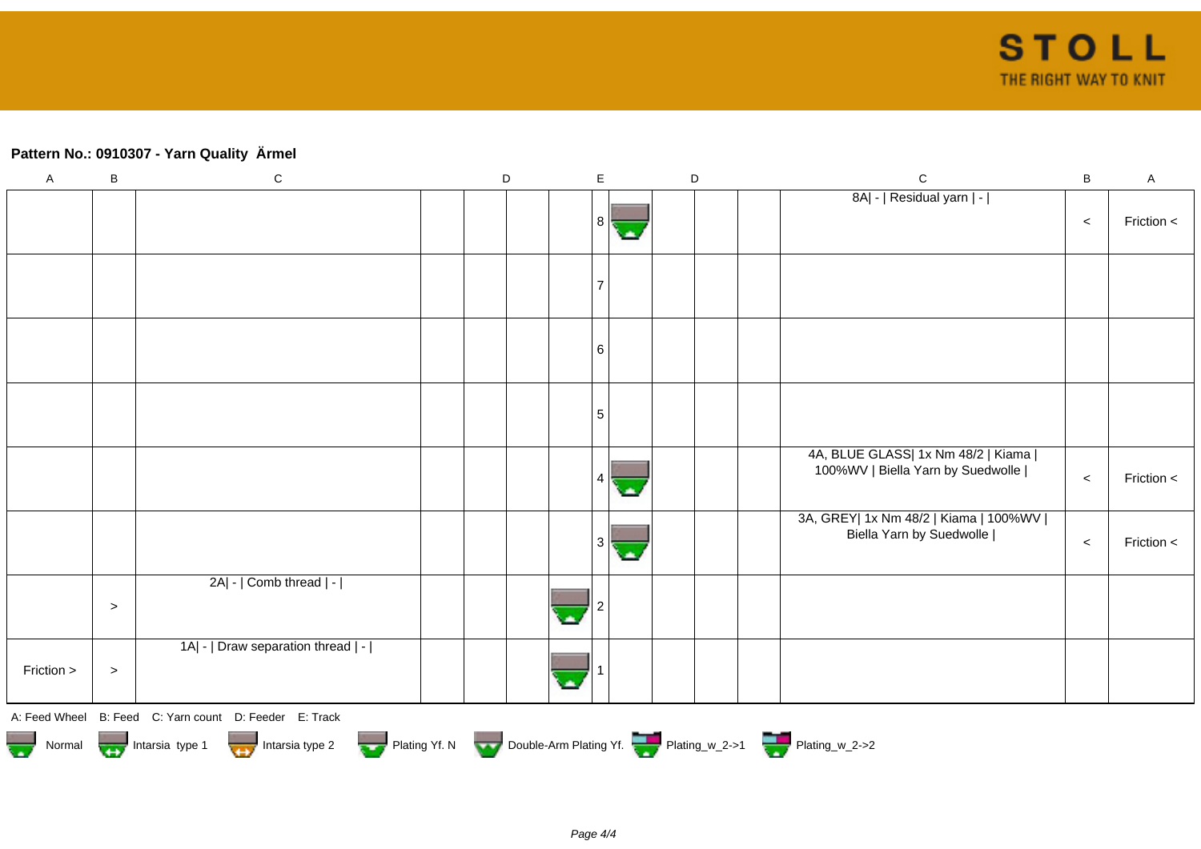## Pattern No.: 0910307 - Yarn Quality Ärmel

| A | B | C | D | D | D | D | E | D | D | D | C | B | A |
|---|---|---|---|---|---|---|---|---|---|---|---|---|---|
| | | | | | | | 8 | | | | 8A\| - \| Residual yarn \| - \| | < | Friction < |
| | | | | | | | 7 | | | | | | |
| | | | | | | | 6 | | | | | | |
| | | | | | | | 5 | | | | | | |
| | | | | | | | 4 | | | | 4A, BLUE GLASS\| 1x Nm 48/2 \| Kiama \| 100%WV \| Biella Yarn by Suedwolle \| | < | Friction < |
| | | | | | | | 3 | | | | 3A, GREY\| 1x Nm 48/2 \| Kiama \| 100%WV \| Biella Yarn by Suedwolle \| | < | Friction < |
| | > | 2A\| - \| Comb thread \| - \| | | | | | 2 | | | | | | |
| Friction > | > | 1A\| - \| Draw separation thread \| - \| | | | | | 1 | | | | | | |

A: Feed Wheel B: Feed C: Yarn count D: Feeder E: Track

Normal · Intarsia type 1 · Intarsia type 2 · Plating Yf. N · Double-Arm Plating Yf. · Plating_w_2->1 · Plating_w_2->2